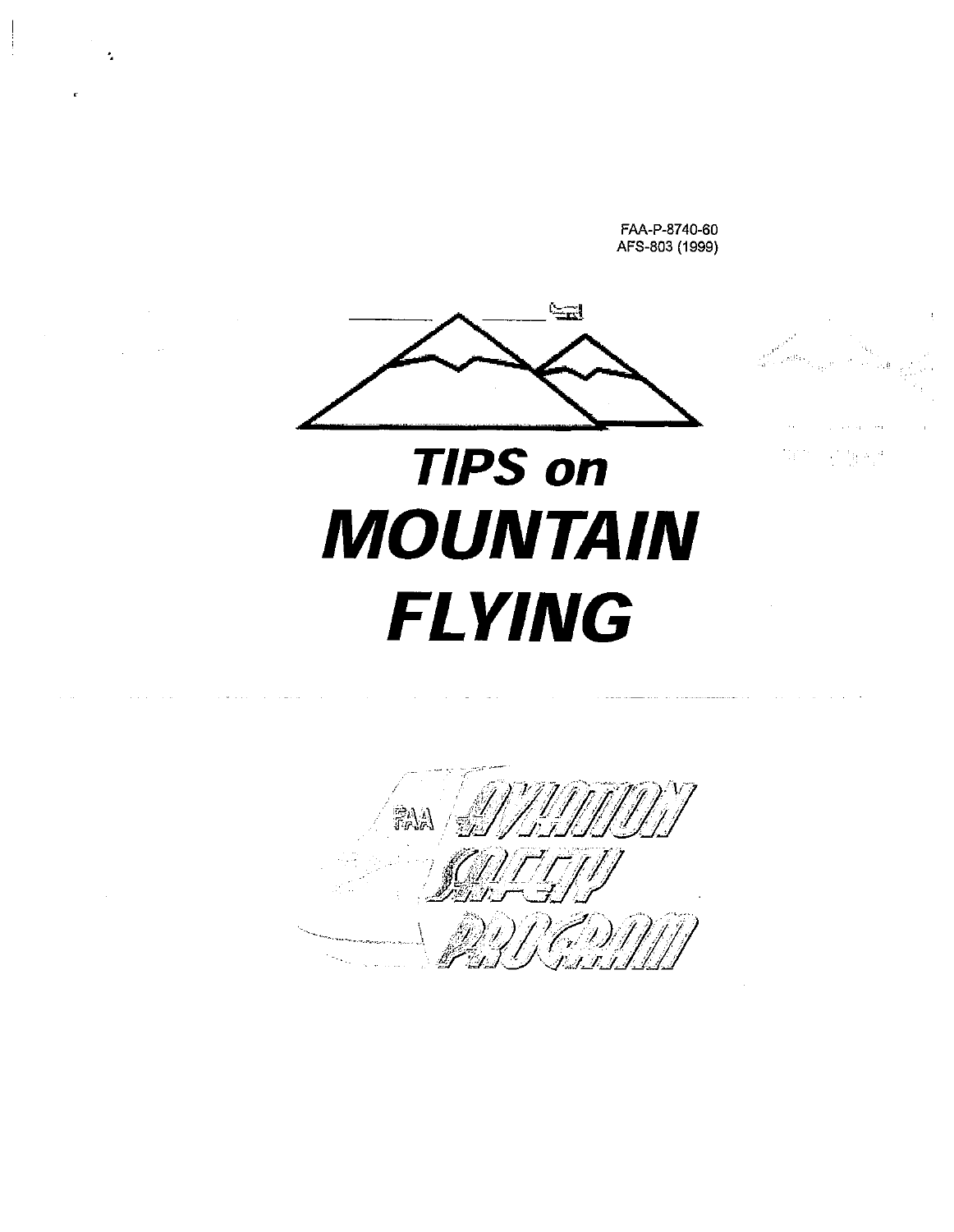FAA-P-8740-60
AFS-803 (1999)

# TIPS on MOUNTAIN FLYING

FAA AVIATION SAFETY PROGRAM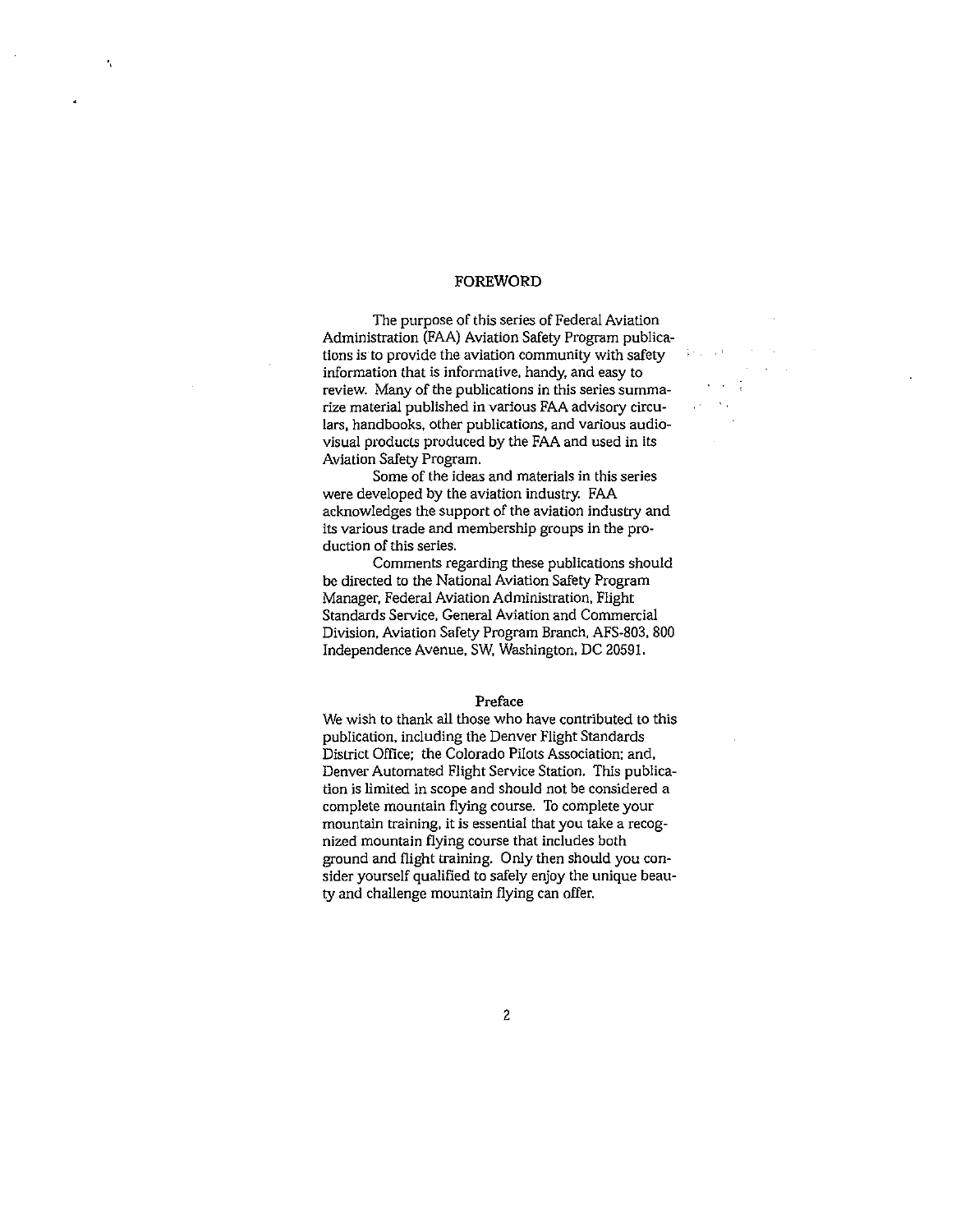## FOREWORD

The purpose of this series of Federal Aviation Administration (FAA) Aviation Safety Program publications is to provide the aviation community with safety information that is informative, handy, and easy to review. Many of the publications in this series summarize material published in various FAA advisory circulars, handbooks, other publications, and various audiovisual products produced by the FAA and used in its Aviation Safety Program.

Some of the ideas and materials in this series were developed by the aviation industry. FAA acknowledges the support of the aviation industry and its various trade and membership groups in the production of this series.

Comments regarding these publications should be directed to the National Aviation Safety Program Manager, Federal Aviation Administration, Flight Standards Service, General Aviation and Commercial Division, Aviation Safety Program Branch, AFS-803, 800 Independence Avenue, SW, Washington, DC 20591.

## Preface

We wish to thank all those who have contributed to this publication, including the Denver Flight Standards District Office; the Colorado Pilots Association; and, Denver Automated Flight Service Station. This publication is limited in scope and should not be considered a complete mountain flying course. To complete your mountain training, it is essential that you take a recognized mountain flying course that includes both ground and flight training. Only then should you consider yourself qualified to safely enjoy the unique beauty and challenge mountain flying can offer.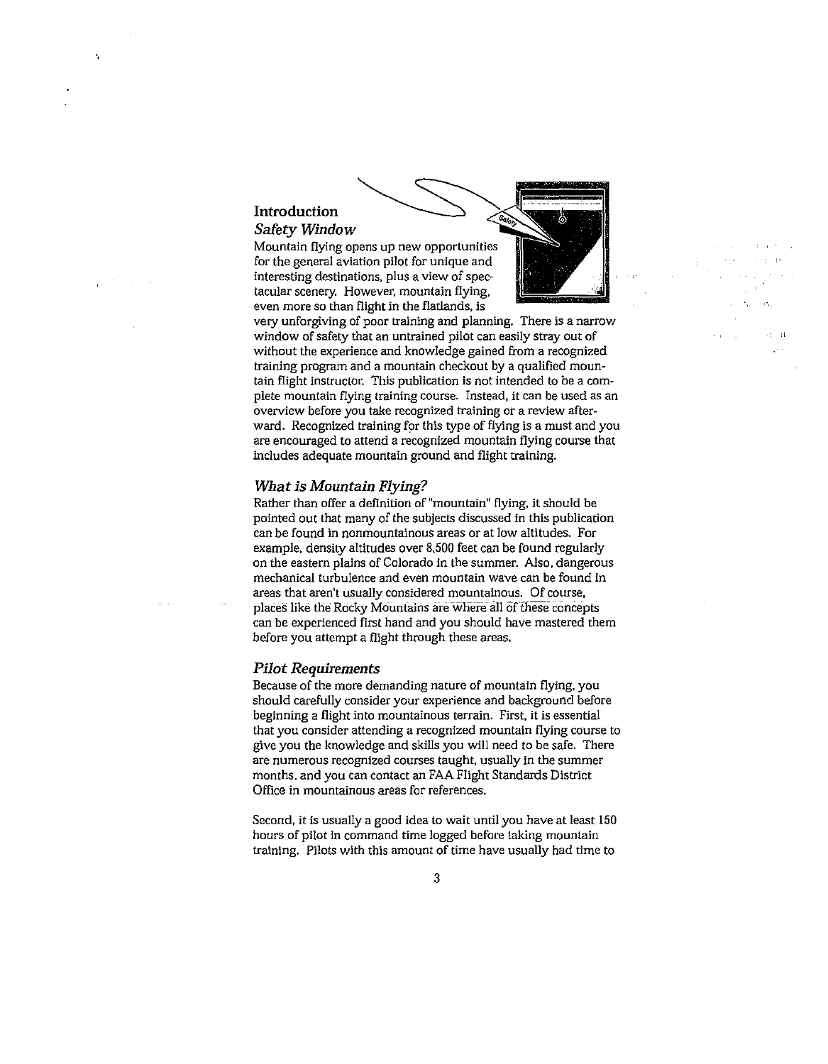## Introduction

### *Safety Window*

Mountain flying opens up new opportunities for the general aviation pilot for unique and interesting destinations, plus a view of spectacular scenery. However, mountain flying, even more so than flight in the flatlands, is very unforgiving of poor training and planning. There is a narrow window of safety that an untrained pilot can easily stray out of without the experience and knowledge gained from a recognized training program and a mountain checkout by a qualified mountain flight instructor. This publication is not intended to be a complete mountain flying training course. Instead, it can be used as an overview before you take recognized training or a review afterward. Recognized training for this type of flying is a must and you are encouraged to attend a recognized mountain flying course that includes adequate mountain ground and flight training.

### *What is Mountain Flying?*

Rather than offer a definition of "mountain" flying, it should be pointed out that many of the subjects discussed in this publication can be found in nonmountainous areas or at low altitudes. For example, density altitudes over 8,500 feet can be found regularly on the eastern plains of Colorado in the summer. Also, dangerous mechanical turbulence and even mountain wave can be found in areas that aren't usually considered mountainous. Of course, places like the Rocky Mountains are where all of these concepts can be experienced first hand and you should have mastered them before you attempt a flight through these areas.

### *Pilot Requirements*

Because of the more demanding nature of mountain flying, you should carefully consider your experience and background before beginning a flight into mountainous terrain. First, it is essential that you consider attending a recognized mountain flying course to give you the knowledge and skills you will need to be safe. There are numerous recognized courses taught, usually in the summer months, and you can contact an FAA Flight Standards District Office in mountainous areas for references.

Second, it is usually a good idea to wait until you have at least 150 hours of pilot in command time logged before taking mountain training. Pilots with this amount of time have usually had time to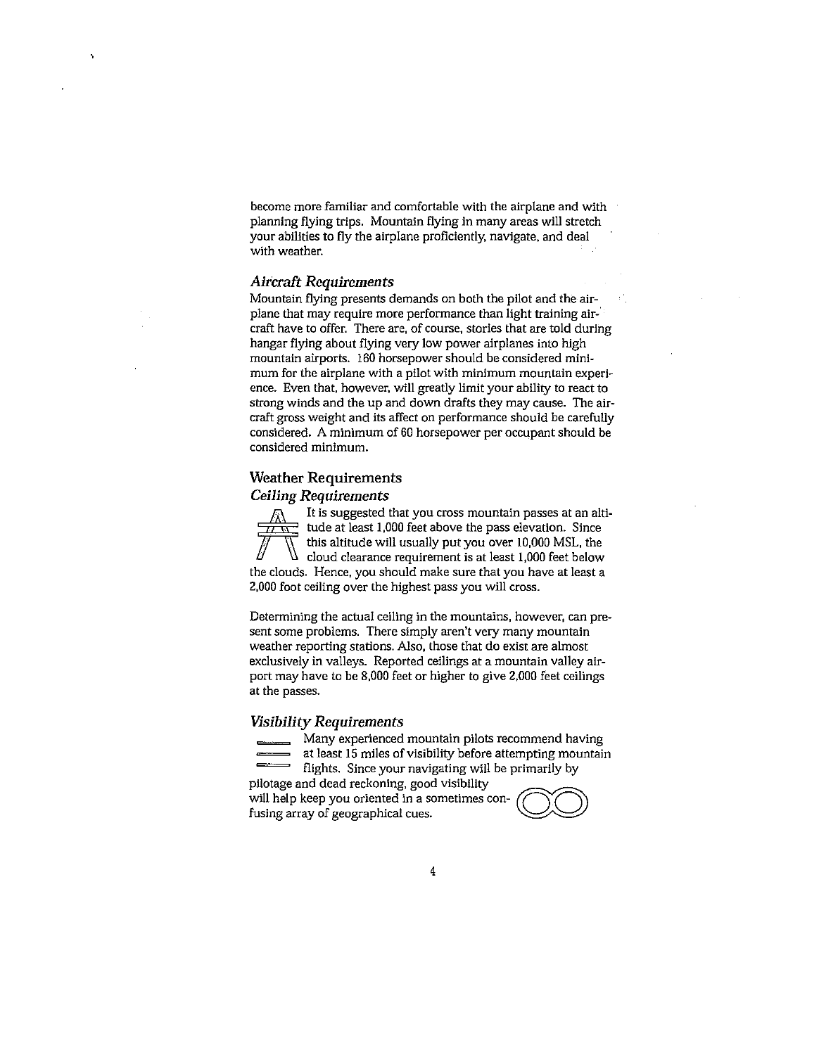become more familiar and comfortable with the airplane and with planning flying trips. Mountain flying in many areas will stretch your abilities to fly the airplane proficiently, navigate, and deal with weather.

### *Aircraft Requirements*

Mountain flying presents demands on both the pilot and the airplane that may require more performance than light training aircraft have to offer. There are, of course, stories that are told during hangar flying about flying very low power airplanes into high mountain airports. 160 horsepower should be considered minimum for the airplane with a pilot with minimum mountain experience. Even that, however, will greatly limit your ability to react to strong winds and the up and down drafts they may cause. The aircraft gross weight and its affect on performance should be carefully considered. A minimum of 60 horsepower per occupant should be considered minimum.

## Weather Requirements

### *Ceiling Requirements*

It is suggested that you cross mountain passes at an altitude at least 1,000 feet above the pass elevation. Since this altitude will usually put you over 10,000 MSL, the cloud clearance requirement is at least 1,000 feet below the clouds. Hence, you should make sure that you have at least a 2,000 foot ceiling over the highest pass you will cross.

Determining the actual ceiling in the mountains, however, can present some problems. There simply aren't very many mountain weather reporting stations. Also, those that do exist are almost exclusively in valleys. Reported ceilings at a mountain valley airport may have to be 8,000 feet or higher to give 2,000 feet ceilings at the passes.

### *Visibility Requirements*

Many experienced mountain pilots recommend having at least 15 miles of visibility before attempting mountain flights. Since your navigating will be primarily by pilotage and dead reckoning, good visibility will help keep you oriented in a sometimes confusing array of geographical cues.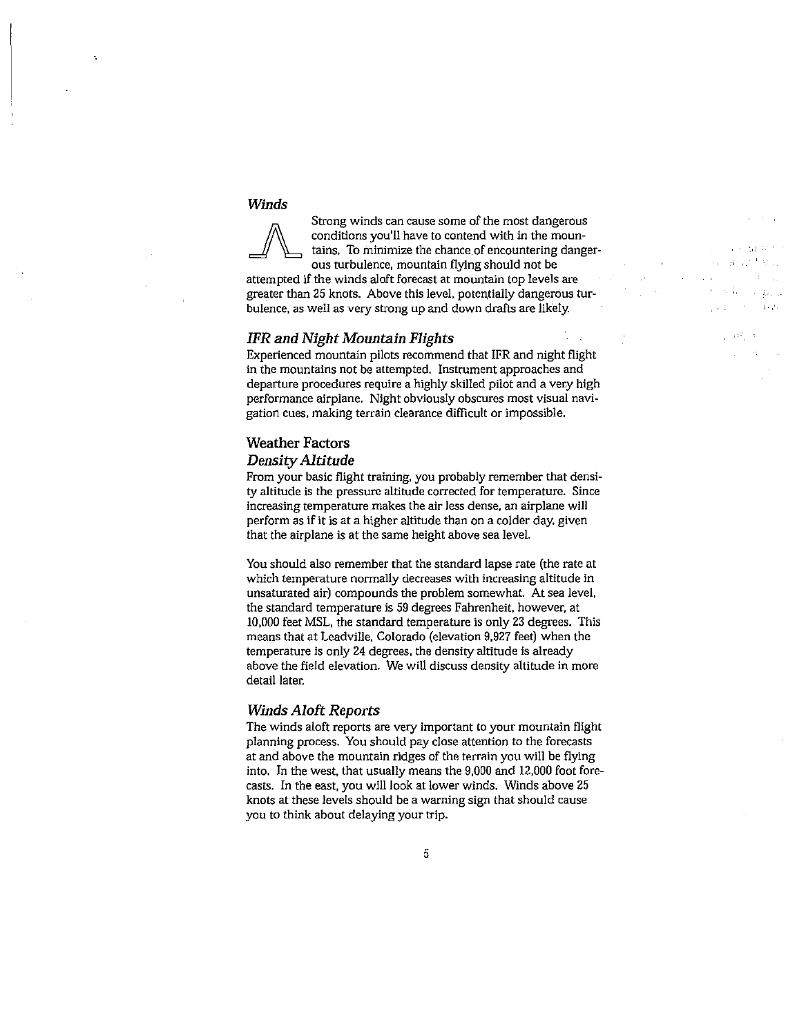### *Winds*

Strong winds can cause some of the most dangerous conditions you'll have to contend with in the mountains. To minimize the chance of encountering dangerous turbulence, mountain flying should not be attempted if the winds aloft forecast at mountain top levels are greater than 25 knots. Above this level, potentially dangerous turbulence, as well as very strong up and down drafts are likely.

### *IFR and Night Mountain Flights*

Experienced mountain pilots recommend that IFR and night flight in the mountains not be attempted. Instrument approaches and departure procedures require a highly skilled pilot and a very high performance airplane. Night obviously obscures most visual navigation cues, making terrain clearance difficult or impossible.

## Weather Factors

### *Density Altitude*

From your basic flight training, you probably remember that density altitude is the pressure altitude corrected for temperature. Since increasing temperature makes the air less dense, an airplane will perform as if it is at a higher altitude than on a colder day, given that the airplane is at the same height above sea level.

You should also remember that the standard lapse rate (the rate at which temperature normally decreases with increasing altitude in unsaturated air) compounds the problem somewhat. At sea level, the standard temperature is 59 degrees Fahrenheit, however, at 10,000 feet MSL, the standard temperature is only 23 degrees. This means that at Leadville, Colorado (elevation 9,927 feet) when the temperature is only 24 degrees, the density altitude is already above the field elevation. We will discuss density altitude in more detail later.

### *Winds Aloft Reports*

The winds aloft reports are very important to your mountain flight planning process. You should pay close attention to the forecasts at and above the mountain ridges of the terrain you will be flying into. In the west, that usually means the 9,000 and 12,000 foot forecasts. In the east, you will look at lower winds. Winds above 25 knots at these levels should be a warning sign that should cause you to think about delaying your trip.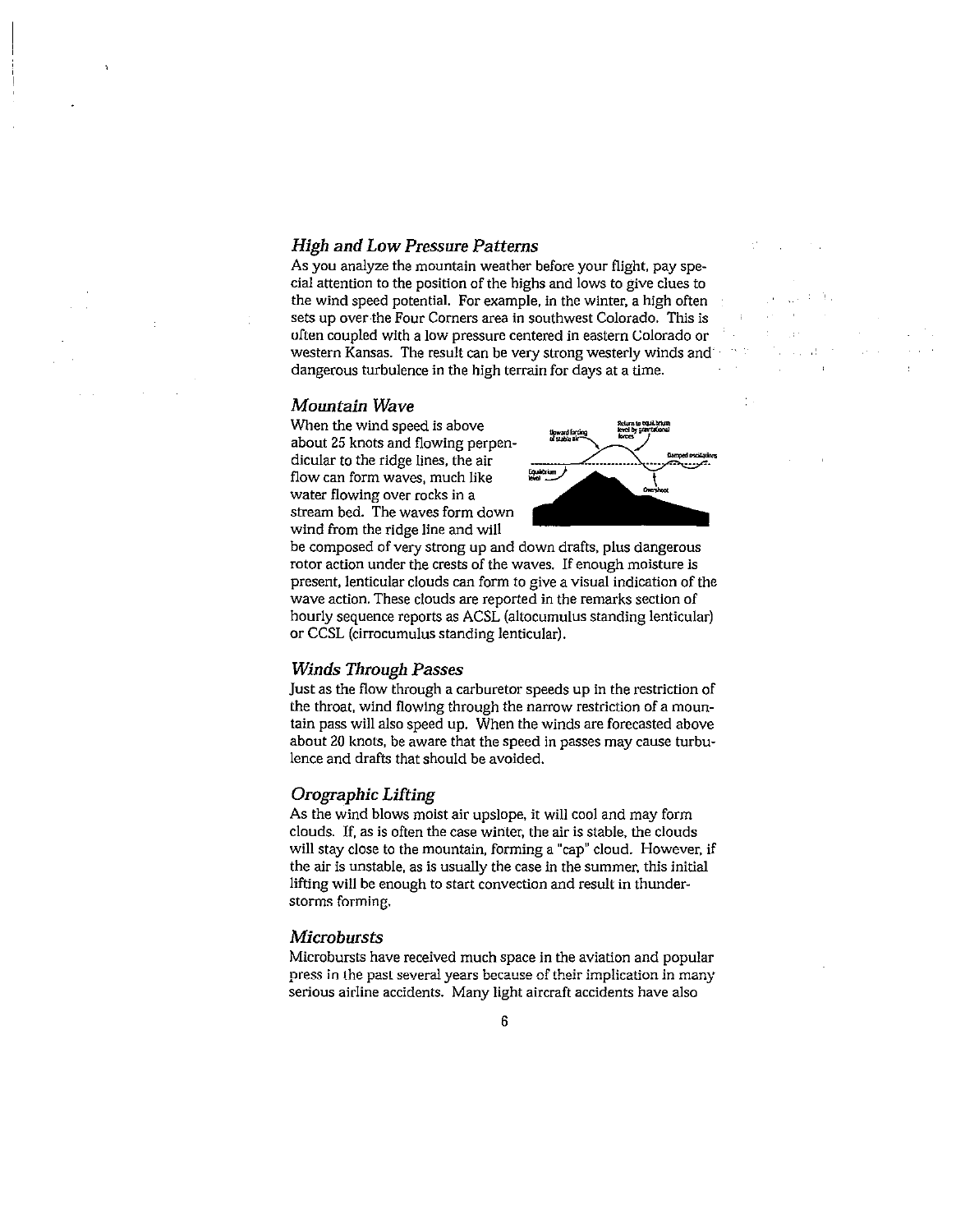### *High and Low Pressure Patterns*

As you analyze the mountain weather before your flight, pay special attention to the position of the highs and lows to give clues to the wind speed potential. For example, in the winter, a high often sets up over the Four Corners area in southwest Colorado. This is often coupled with a low pressure centered in eastern Colorado or western Kansas. The result can be very strong westerly winds and dangerous turbulence in the high terrain for days at a time.

### *Mountain Wave*

When the wind speed is above about 25 knots and flowing perpendicular to the ridge lines, the air flow can form waves, much like water flowing over rocks in a stream bed. The waves form down wind from the ridge line and will be composed of very strong up and down drafts, plus dangerous rotor action under the crests of the waves. If enough moisture is present, lenticular clouds can form to give a visual indication of the wave action. These clouds are reported in the remarks section of hourly sequence reports as ACSL (altocumulus standing lenticular) or CCSL (cirrocumulus standing lenticular).

### *Winds Through Passes*

Just as the flow through a carburetor speeds up in the restriction of the throat, wind flowing through the narrow restriction of a mountain pass will also speed up. When the winds are forecasted above about 20 knots, be aware that the speed in passes may cause turbulence and drafts that should be avoided.

### *Orographic Lifting*

As the wind blows moist air upslope, it will cool and may form clouds. If, as is often the case winter, the air is stable, the clouds will stay close to the mountain, forming a "cap" cloud. However, if the air is unstable, as is usually the case in the summer, this initial lifting will be enough to start convection and result in thunderstorms forming.

### *Microbursts*

Microbursts have received much space in the aviation and popular press in the past several years because of their implication in many serious airline accidents. Many light aircraft accidents have also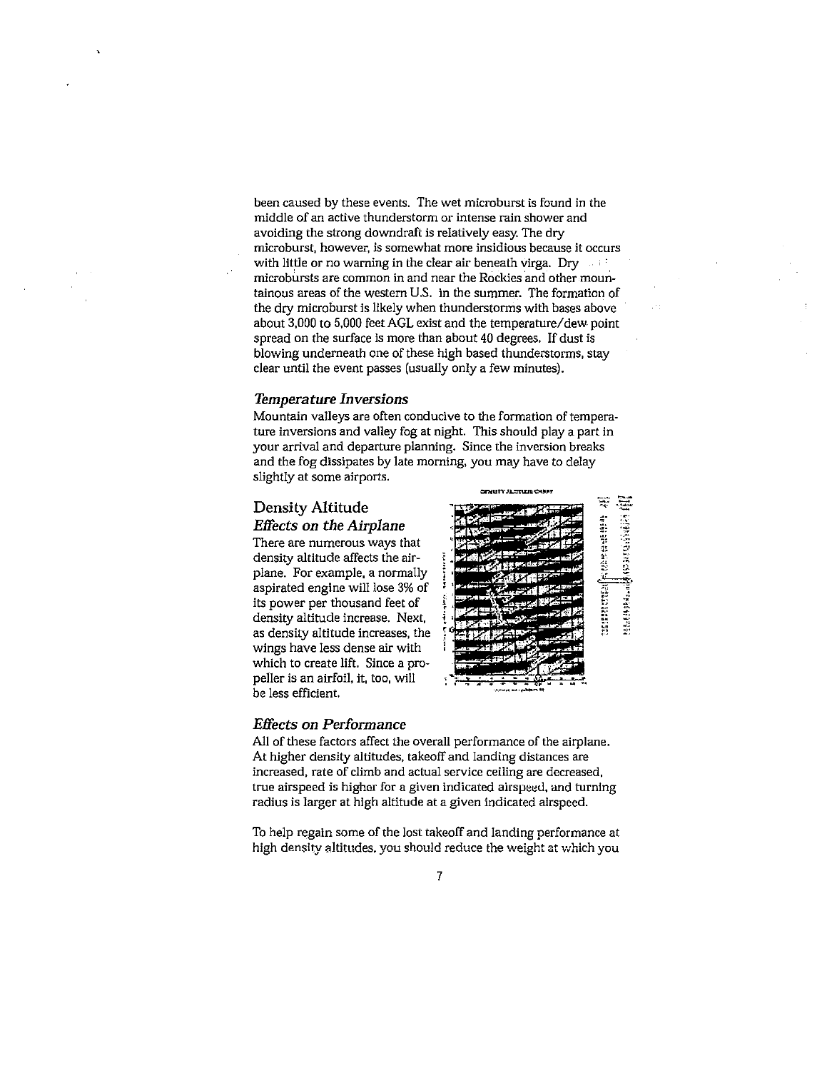been caused by these events. The wet microburst is found in the middle of an active thunderstorm or intense rain shower and avoiding the strong downdraft is relatively easy. The dry microburst, however, is somewhat more insidious because it occurs with little or no warning in the clear air beneath virga. Dry microbursts are common in and near the Rockies and other mountainous areas of the western U.S. in the summer. The formation of the dry microburst is likely when thunderstorms with bases above about 3,000 to 5,000 feet AGL exist and the temperature/dew point spread on the surface is more than about 40 degrees. If dust is blowing underneath one of these high based thunderstorms, stay clear until the event passes (usually only a few minutes).

### *Temperature Inversions*

Mountain valleys are often conducive to the formation of temperature inversions and valley fog at night. This should play a part in your arrival and departure planning. Since the inversion breaks and the fog dissipates by late morning, you may have to delay slightly at some airports.

## Density Altitude

### *Effects on the Airplane*

There are numerous ways that density altitude affects the airplane. For example, a normally aspirated engine will lose 3% of its power per thousand feet of density altitude increase. Next, as density altitude increases, the wings have less dense air with which to create lift. Since a propeller is an airfoil, it, too, will be less efficient.

### *Effects on Performance*

All of these factors affect the overall performance of the airplane. At higher density altitudes, takeoff and landing distances are increased, rate of climb and actual service ceiling are decreased, true airspeed is higher for a given indicated airspeed, and turning radius is larger at high altitude at a given indicated airspeed.

To help regain some of the lost takeoff and landing performance at high density altitudes, you should reduce the weight at which you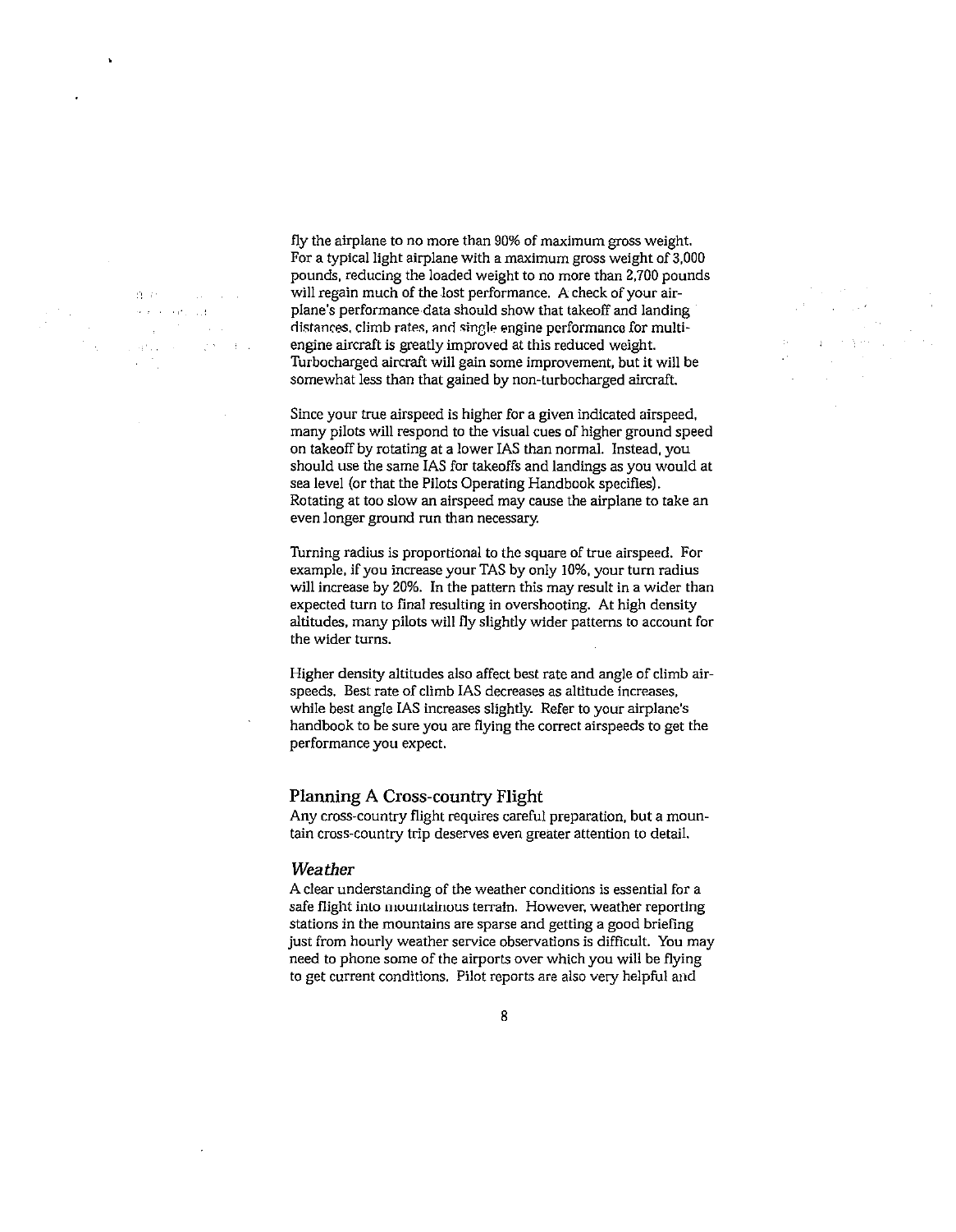fly the airplane to no more than 90% of maximum gross weight. For a typical light airplane with a maximum gross weight of 3,000 pounds, reducing the loaded weight to no more than 2,700 pounds will regain much of the lost performance. A check of your airplane's performance data should show that takeoff and landing distances, climb rates, and single engine performance for multi-engine aircraft is greatly improved at this reduced weight. Turbocharged aircraft will gain some improvement, but it will be somewhat less than that gained by non-turbocharged aircraft.

Since your true airspeed is higher for a given indicated airspeed, many pilots will respond to the visual cues of higher ground speed on takeoff by rotating at a lower IAS than normal. Instead, you should use the same IAS for takeoffs and landings as you would at sea level (or that the Pilots Operating Handbook specifies). Rotating at too slow an airspeed may cause the airplane to take an even longer ground run than necessary.

Turning radius is proportional to the square of true airspeed. For example, if you increase your TAS by only 10%, your turn radius will increase by 20%. In the pattern this may result in a wider than expected turn to final resulting in overshooting. At high density altitudes, many pilots will fly slightly wider patterns to account for the wider turns.

Higher density altitudes also affect best rate and angle of climb airspeeds. Best rate of climb IAS decreases as altitude increases, while best angle IAS increases slightly. Refer to your airplane's handbook to be sure you are flying the correct airspeeds to get the performance you expect.

## Planning A Cross-country Flight

Any cross-country flight requires careful preparation, but a mountain cross-country trip deserves even greater attention to detail.

### *Weather*

A clear understanding of the weather conditions is essential for a safe flight into mountainous terrain. However, weather reporting stations in the mountains are sparse and getting a good briefing just from hourly weather service observations is difficult. You may need to phone some of the airports over which you will be flying to get current conditions. Pilot reports are also very helpful and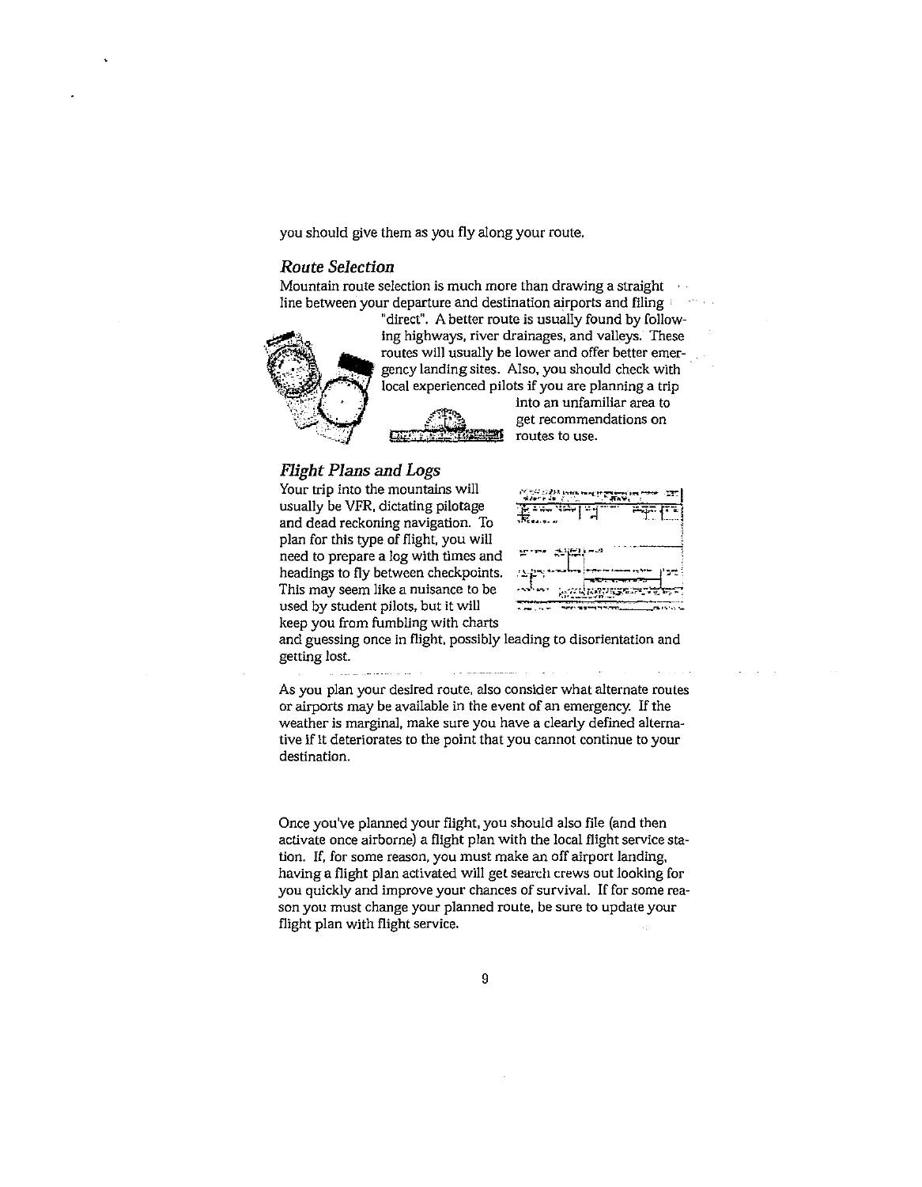you should give them as you fly along your route.

### *Route Selection*

Mountain route selection is much more than drawing a straight line between your departure and destination airports and filing "direct". A better route is usually found by following highways, river drainages, and valleys. These routes will usually be lower and offer better emergency landing sites. Also, you should check with local experienced pilots if you are planning a trip into an unfamiliar area to get recommendations on routes to use.

### *Flight Plans and Logs*

Your trip into the mountains will usually be VFR, dictating pilotage and dead reckoning navigation. To plan for this type of flight, you will need to prepare a log with times and headings to fly between checkpoints. This may seem like a nuisance to be used by student pilots, but it will keep you from fumbling with charts and guessing once in flight, possibly leading to disorientation and getting lost.

As you plan your desired route, also consider what alternate routes or airports may be available in the event of an emergency. If the weather is marginal, make sure you have a clearly defined alternative if it deteriorates to the point that you cannot continue to your destination.

Once you've planned your flight, you should also file (and then activate once airborne) a flight plan with the local flight service station. If, for some reason, you must make an off airport landing, having a flight plan activated will get search crews out looking for you quickly and improve your chances of survival. If for some reason you must change your planned route, be sure to update your flight plan with flight service.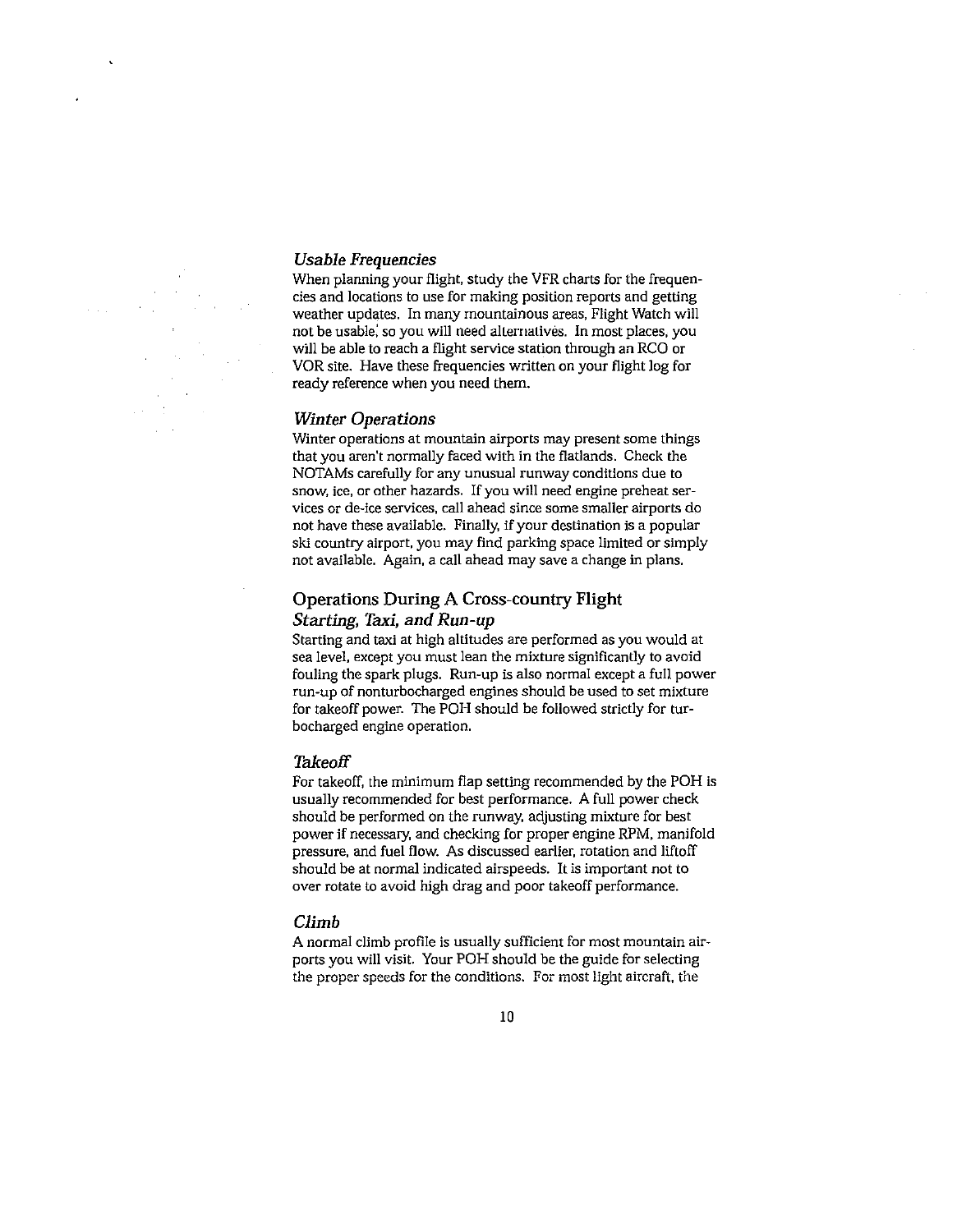### *Usable Frequencies*

When planning your flight, study the VFR charts for the frequencies and locations to use for making position reports and getting weather updates. In many mountainous areas, Flight Watch will not be usable, so you will need alternatives. In most places, you will be able to reach a flight service station through an RCO or VOR site. Have these frequencies written on your flight log for ready reference when you need them.

### *Winter Operations*

Winter operations at mountain airports may present some things that you aren't normally faced with in the flatlands. Check the NOTAMs carefully for any unusual runway conditions due to snow, ice, or other hazards. If you will need engine preheat services or de-ice services, call ahead since some smaller airports do not have these available. Finally, if your destination is a popular ski country airport, you may find parking space limited or simply not available. Again, a call ahead may save a change in plans.

## Operations During A Cross-country Flight

### *Starting, Taxi, and Run-up*

Starting and taxi at high altitudes are performed as you would at sea level, except you must lean the mixture significantly to avoid fouling the spark plugs. Run-up is also normal except a full power run-up of nonturbocharged engines should be used to set mixture for takeoff power. The POH should be followed strictly for turbocharged engine operation.

### *Takeoff*

For takeoff, the minimum flap setting recommended by the POH is usually recommended for best performance. A full power check should be performed on the runway, adjusting mixture for best power if necessary, and checking for proper engine RPM, manifold pressure, and fuel flow. As discussed earlier, rotation and liftoff should be at normal indicated airspeeds. It is important not to over rotate to avoid high drag and poor takeoff performance.

### *Climb*

A normal climb profile is usually sufficient for most mountain airports you will visit. Your POH should be the guide for selecting the proper speeds for the conditions. For most light aircraft, the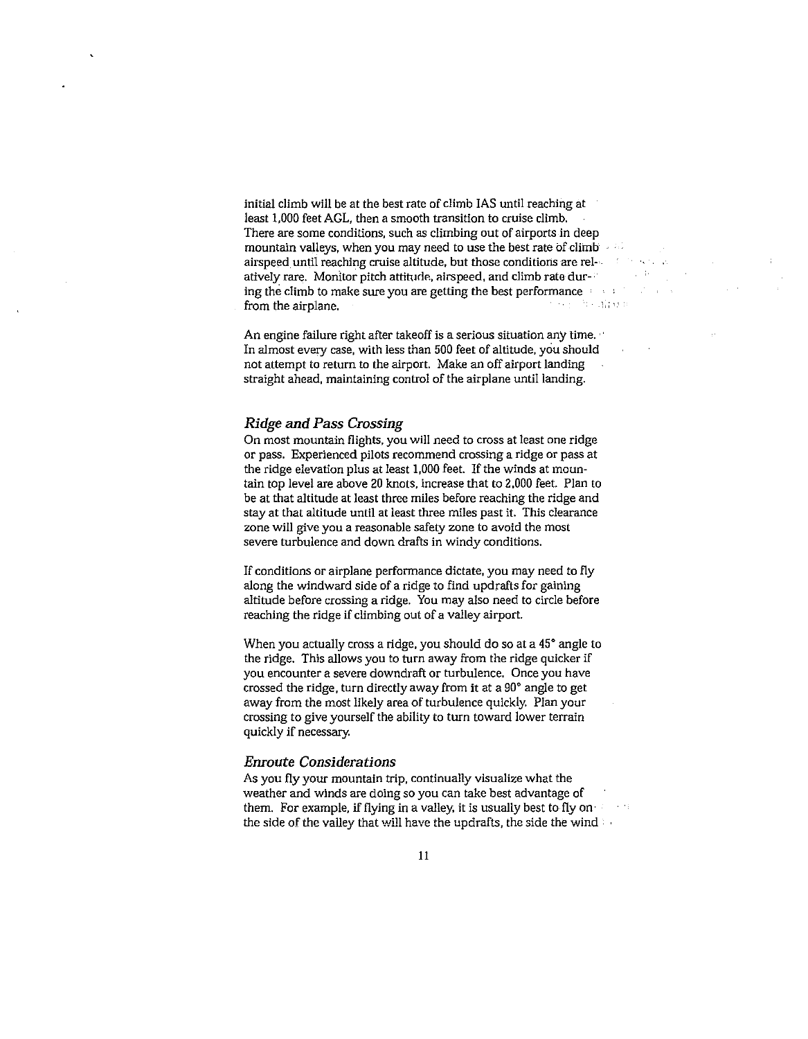initial climb will be at the best rate of climb IAS until reaching at least 1,000 feet AGL, then a smooth transition to cruise climb. There are some conditions, such as climbing out of airports in deep mountain valleys, when you may need to use the best rate of climb airspeed until reaching cruise altitude, but those conditions are relatively rare. Monitor pitch attitude, airspeed, and climb rate during the climb to make sure you are getting the best performance from the airplane.

An engine failure right after takeoff is a serious situation any time. In almost every case, with less than 500 feet of altitude, you should not attempt to return to the airport. Make an off airport landing straight ahead, maintaining control of the airplane until landing.

### *Ridge and Pass Crossing*

On most mountain flights, you will need to cross at least one ridge or pass. Experienced pilots recommend crossing a ridge or pass at the ridge elevation plus at least 1,000 feet. If the winds at mountain top level are above 20 knots, increase that to 2,000 feet. Plan to be at that altitude at least three miles before reaching the ridge and stay at that altitude until at least three miles past it. This clearance zone will give you a reasonable safety zone to avoid the most severe turbulence and down drafts in windy conditions.

If conditions or airplane performance dictate, you may need to fly along the windward side of a ridge to find updrafts for gaining altitude before crossing a ridge. You may also need to circle before reaching the ridge if climbing out of a valley airport.

When you actually cross a ridge, you should do so at a 45° angle to the ridge. This allows you to turn away from the ridge quicker if you encounter a severe downdraft or turbulence. Once you have crossed the ridge, turn directly away from it at a 90° angle to get away from the most likely area of turbulence quickly. Plan your crossing to give yourself the ability to turn toward lower terrain quickly if necessary.

### *Enroute Considerations*

As you fly your mountain trip, continually visualize what the weather and winds are doing so you can take best advantage of them. For example, if flying in a valley, it is usually best to fly on the side of the valley that will have the updrafts, the side the wind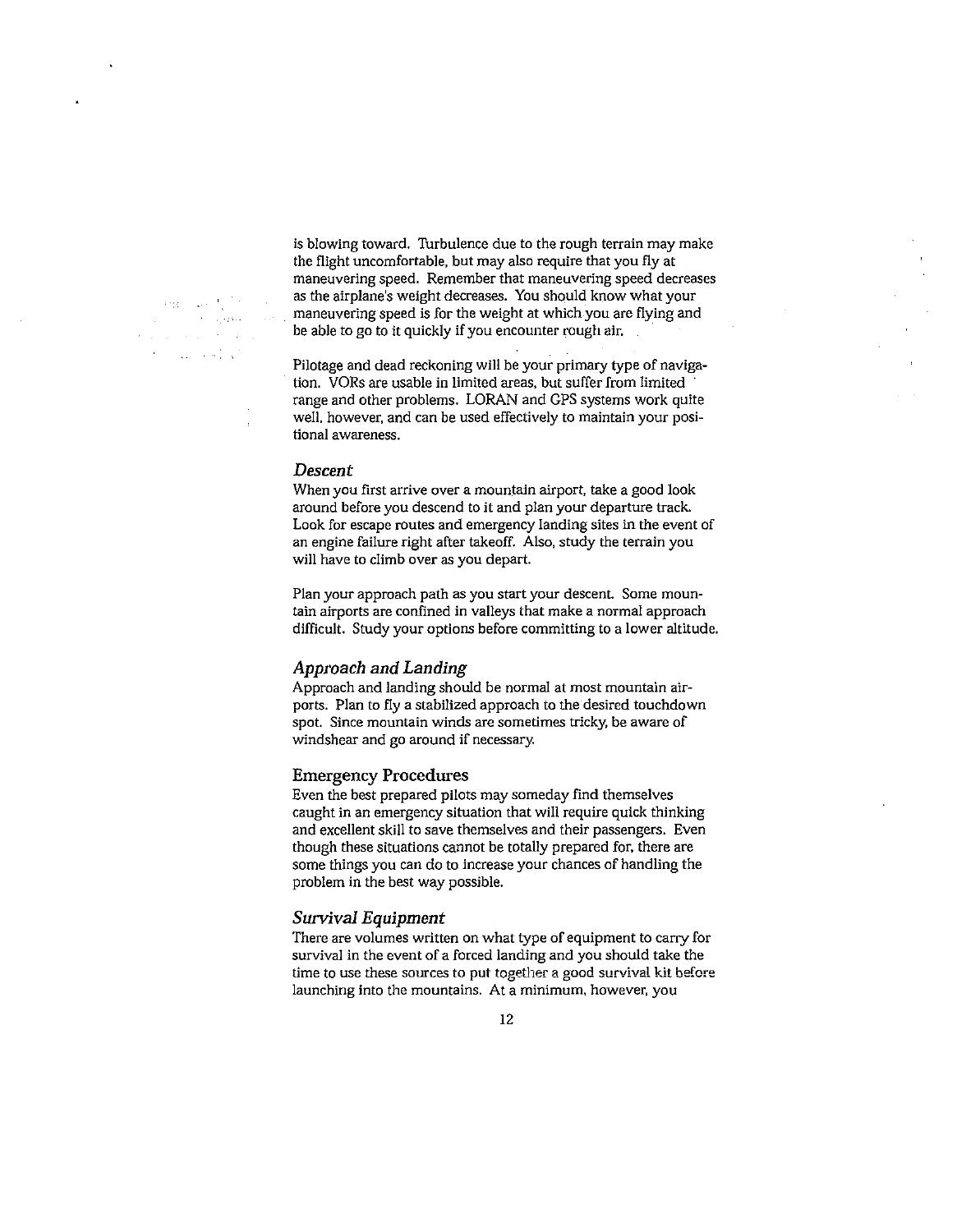is blowing toward. Turbulence due to the rough terrain may make the flight uncomfortable, but may also require that you fly at maneuvering speed. Remember that maneuvering speed decreases as the airplane's weight decreases. You should know what your maneuvering speed is for the weight at which you are flying and be able to go to it quickly if you encounter rough air.

Pilotage and dead reckoning will be your primary type of navigation. VORs are usable in limited areas, but suffer from limited range and other problems. LORAN and GPS systems work quite well, however, and can be used effectively to maintain your positional awareness.

### *Descent*

When you first arrive over a mountain airport, take a good look around before you descend to it and plan your departure track. Look for escape routes and emergency landing sites in the event of an engine failure right after takeoff. Also, study the terrain you will have to climb over as you depart.

Plan your approach path as you start your descent. Some mountain airports are confined in valleys that make a normal approach difficult. Study your options before committing to a lower altitude.

### *Approach and Landing*

Approach and landing should be normal at most mountain airports. Plan to fly a stabilized approach to the desired touchdown spot. Since mountain winds are sometimes tricky, be aware of windshear and go around if necessary.

## Emergency Procedures

Even the best prepared pilots may someday find themselves caught in an emergency situation that will require quick thinking and excellent skill to save themselves and their passengers. Even though these situations cannot be totally prepared for, there are some things you can do to increase your chances of handling the problem in the best way possible.

### *Survival Equipment*

There are volumes written on what type of equipment to carry for survival in the event of a forced landing and you should take the time to use these sources to put together a good survival kit before launching into the mountains. At a minimum, however, you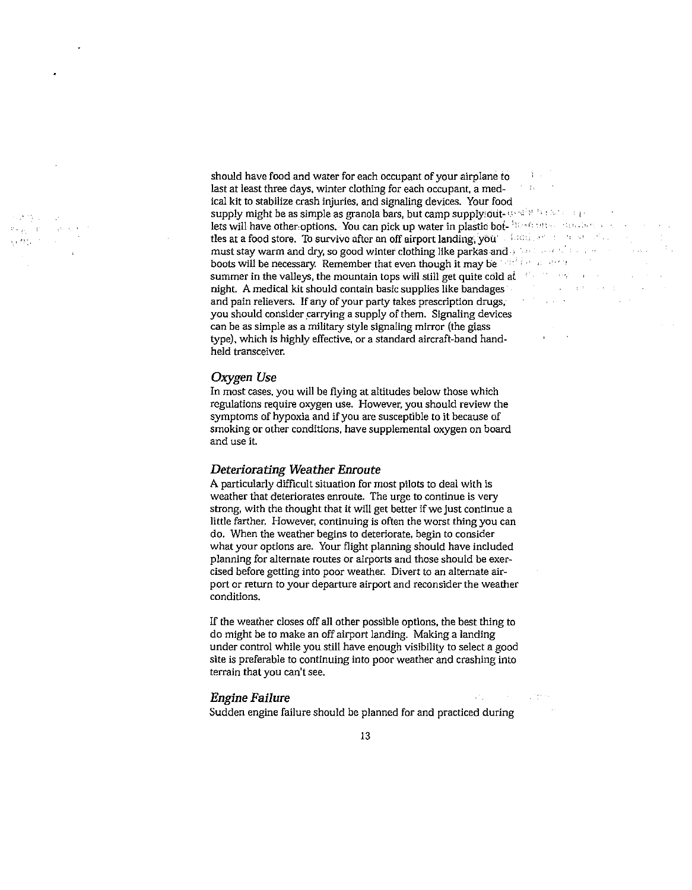should have food and water for each occupant of your airplane to last at least three days, winter clothing for each occupant, a medical kit to stabilize crash injuries, and signaling devices. Your food supply might be as simple as granola bars, but camp supply outlets will have other options. You can pick up water in plastic bottles at a food store. To survive after an off airport landing, you must stay warm and dry, so good winter clothing like parkas and boots will be necessary. Remember that even though it may be summer in the valleys, the mountain tops will still get quite cold at night. A medical kit should contain basic supplies like bandages and pain relievers. If any of your party takes prescription drugs, you should consider carrying a supply of them. Signaling devices can be as simple as a military style signaling mirror (the glass type), which is highly effective, or a standard aircraft-band handheld transceiver.

### *Oxygen Use*

In most cases, you will be flying at altitudes below those which regulations require oxygen use. However, you should review the symptoms of hypoxia and if you are susceptible to it because of smoking or other conditions, have supplemental oxygen on board and use it.

### *Deteriorating Weather Enroute*

A particularly difficult situation for most pilots to deal with is weather that deteriorates enroute. The urge to continue is very strong, with the thought that it will get better if we just continue a little farther. However, continuing is often the worst thing you can do. When the weather begins to deteriorate, begin to consider what your options are. Your flight planning should have included planning for alternate routes or airports and those should be exercised before getting into poor weather. Divert to an alternate airport or return to your departure airport and reconsider the weather conditions.

If the weather closes off all other possible options, the best thing to do might be to make an off airport landing. Making a landing under control while you still have enough visibility to select a good site is preferable to continuing into poor weather and crashing into terrain that you can't see.

### *Engine Failure*

Sudden engine failure should be planned for and practiced during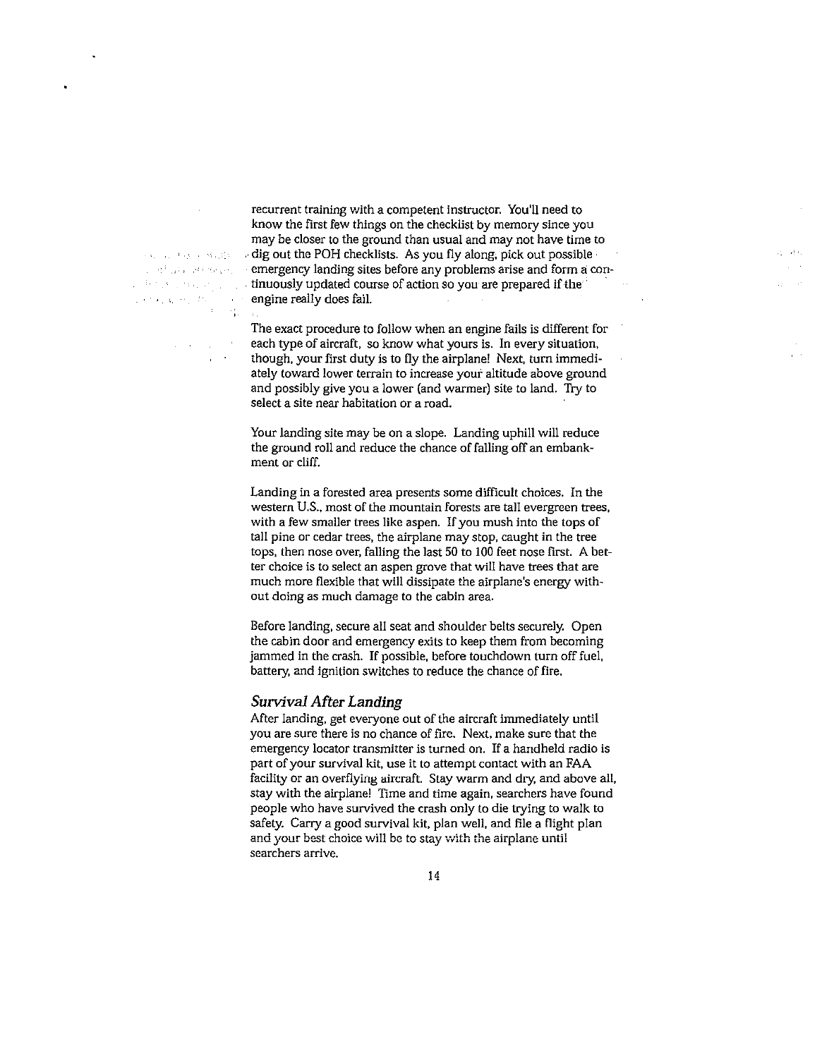recurrent training with a competent instructor. You'll need to know the first few things on the checklist by memory since you may be closer to the ground than usual and may not have time to dig out the POH checklists. As you fly along, pick out possible emergency landing sites before any problems arise and form a continuously updated course of action so you are prepared if the engine really does fail.

The exact procedure to follow when an engine fails is different for each type of aircraft, so know what yours is. In every situation, though, your first duty is to fly the airplane! Next, turn immediately toward lower terrain to increase your altitude above ground and possibly give you a lower (and warmer) site to land. Try to select a site near habitation or a road.

Your landing site may be on a slope. Landing uphill will reduce the ground roll and reduce the chance of falling off an embankment or cliff.

Landing in a forested area presents some difficult choices. In the western U.S., most of the mountain forests are tall evergreen trees, with a few smaller trees like aspen. If you mush into the tops of tall pine or cedar trees, the airplane may stop, caught in the tree tops, then nose over, falling the last 50 to 100 feet nose first. A better choice is to select an aspen grove that will have trees that are much more flexible that will dissipate the airplane's energy without doing as much damage to the cabin area.

Before landing, secure all seat and shoulder belts securely. Open the cabin door and emergency exits to keep them from becoming jammed in the crash. If possible, before touchdown turn off fuel, battery, and ignition switches to reduce the chance of fire.

### *Survival After Landing*

After landing, get everyone out of the aircraft immediately until you are sure there is no chance of fire. Next, make sure that the emergency locator transmitter is turned on. If a handheld radio is part of your survival kit, use it to attempt contact with an FAA facility or an overflying aircraft. Stay warm and dry, and above all, stay with the airplane! Time and time again, searchers have found people who have survived the crash only to die trying to walk to safety. Carry a good survival kit, plan well, and file a flight plan and your best choice will be to stay with the airplane until searchers arrive.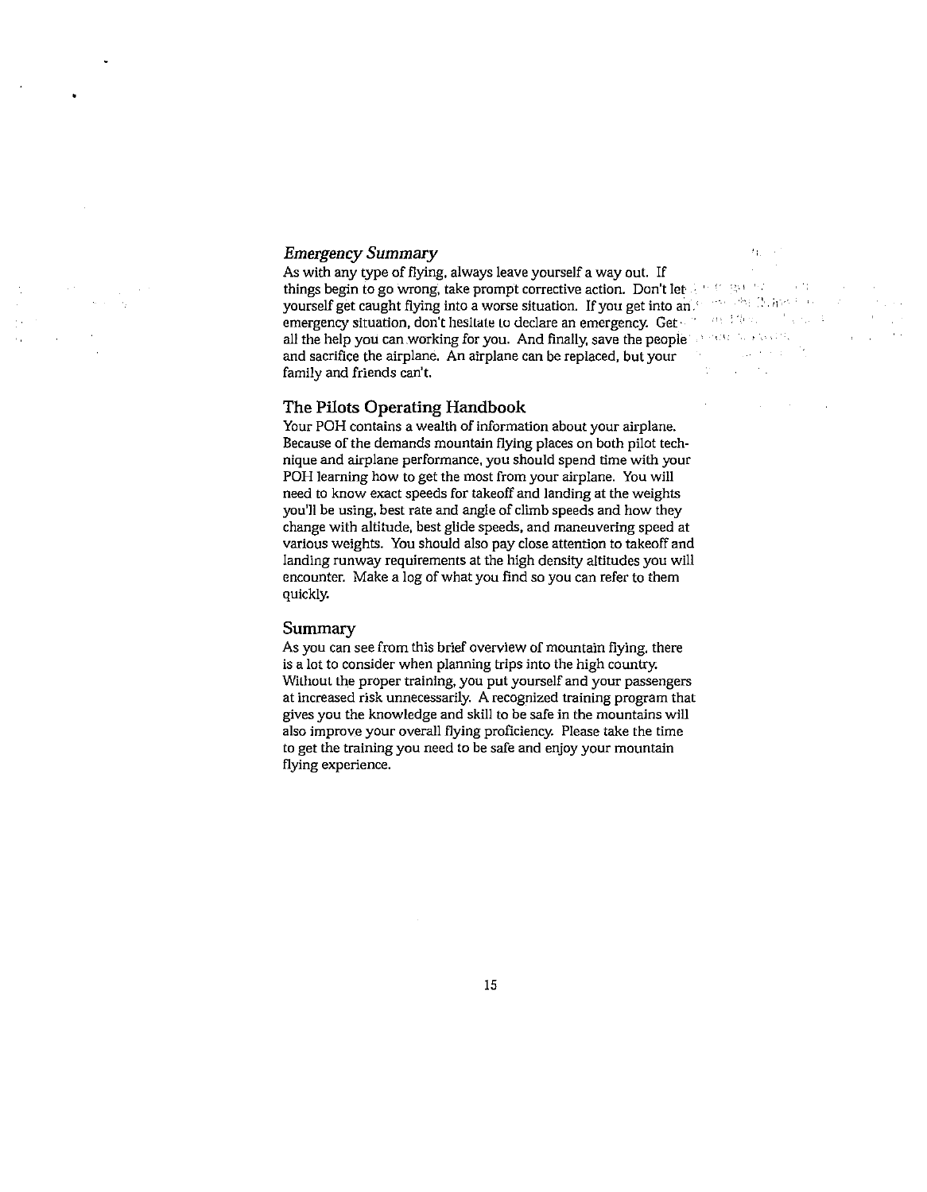### *Emergency Summary*

As with any type of flying, always leave yourself a way out. If things begin to go wrong, take prompt corrective action. Don't let yourself get caught flying into a worse situation. If you get into an emergency situation, don't hesitate to declare an emergency. Get all the help you can working for you. And finally, save the people and sacrifice the airplane. An airplane can be replaced, but your family and friends can't.

## The Pilots Operating Handbook

Your POH contains a wealth of information about your airplane. Because of the demands mountain flying places on both pilot technique and airplane performance, you should spend time with your POH learning how to get the most from your airplane. You will need to know exact speeds for takeoff and landing at the weights you'll be using, best rate and angle of climb speeds and how they change with altitude, best glide speeds, and maneuvering speed at various weights. You should also pay close attention to takeoff and landing runway requirements at the high density altitudes you will encounter. Make a log of what you find so you can refer to them quickly.

## Summary

As you can see from this brief overview of mountain flying, there is a lot to consider when planning trips into the high country. Without the proper training, you put yourself and your passengers at increased risk unnecessarily. A recognized training program that gives you the knowledge and skill to be safe in the mountains will also improve your overall flying proficiency. Please take the time to get the training you need to be safe and enjoy your mountain flying experience.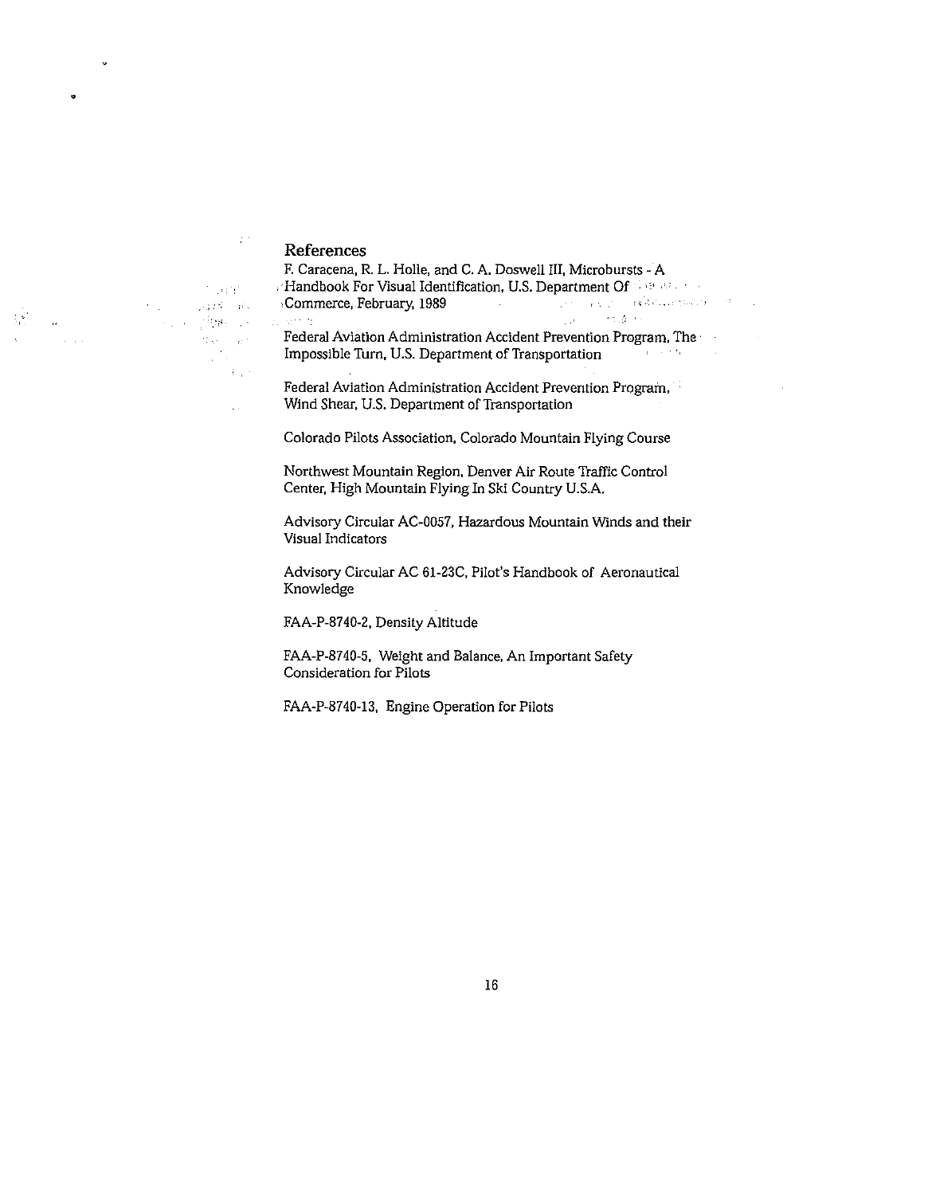## References

F. Caracena, R. L. Holle, and C. A. Doswell III, Microbursts - A Handbook For Visual Identification, U.S. Department Of Commerce, February, 1989

Federal Aviation Administration Accident Prevention Program, The Impossible Turn, U.S. Department of Transportation

Federal Aviation Administration Accident Prevention Program, Wind Shear, U.S. Department of Transportation

Colorado Pilots Association, Colorado Mountain Flying Course

Northwest Mountain Region, Denver Air Route Traffic Control Center, High Mountain Flying In Ski Country U.S.A.

Advisory Circular AC-0057, Hazardous Mountain Winds and their Visual Indicators

Advisory Circular AC 61-23C, Pilot's Handbook of Aeronautical Knowledge

FAA-P-8740-2, Density Altitude

FAA-P-8740-5, Weight and Balance, An Important Safety Consideration for Pilots

FAA-P-8740-13, Engine Operation for Pilots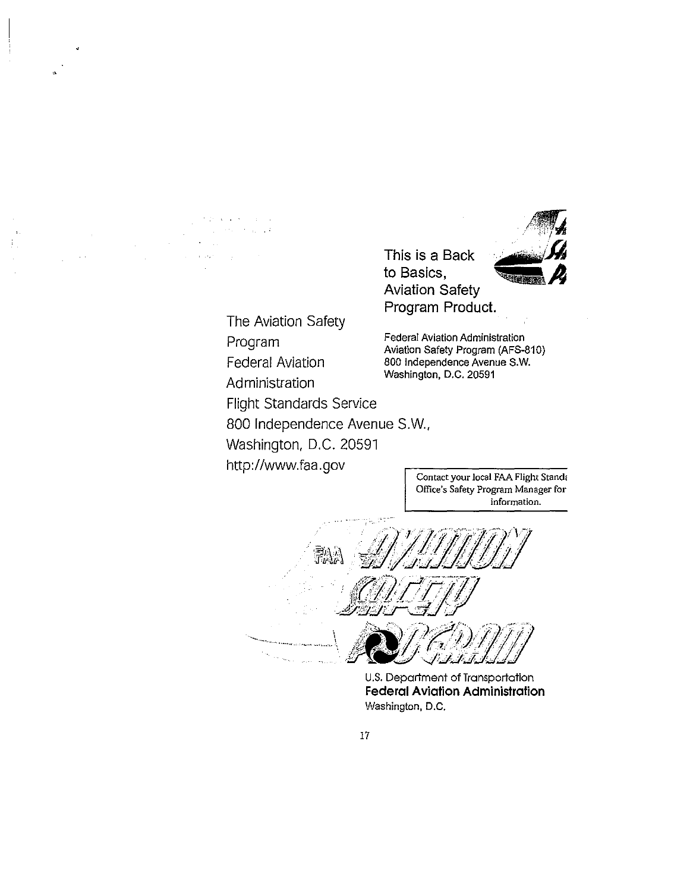This is a Back to Basics, Aviation Safety Program Product.

Federal Aviation Administration
Aviation Safety Program (AFS-810)
800 Independence Avenue S.W.
Washington, D.C. 20591

The Aviation Safety Program
Federal Aviation Administration
Flight Standards Service
800 Independence Avenue S.W.,
Washington, D.C. 20591
http://www.faa.gov

Contact your local FAA Flight Standa
Office's Safety Program Manager for
information.

FAA AVIATION SAFETY PROGRAM

U.S. Department of Transportation
**Federal Aviation Administration**
Washington, D.C.